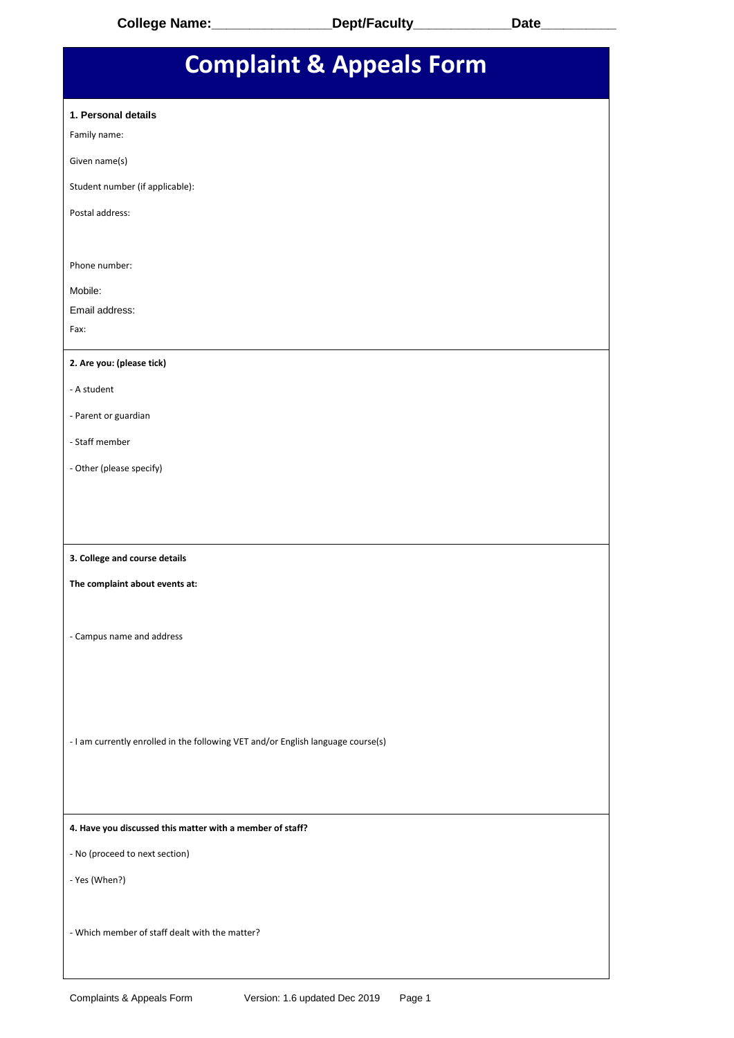College Name:________________Dept/Faculty_____________Date__________

# Complaint & Appeals Form

**1. Personal details**

Family name:

Given name(s)

Student number (if applicable):

Postal address:

Phone number:

Mobile:

Email address:

Fax:

**2. Are you: (please tick)**

- A student
- Parent or guardian
- Staff member
- Other (please specify)

**3. College and course details**

**The complaint about events at:**

- Campus name and address

- I am currently enrolled in the following VET and/or English language course(s)

**4. Have you discussed this matter with a member of staff?**

- No (proceed to next section)
- Yes (When?)

- Which member of staff dealt with the matter?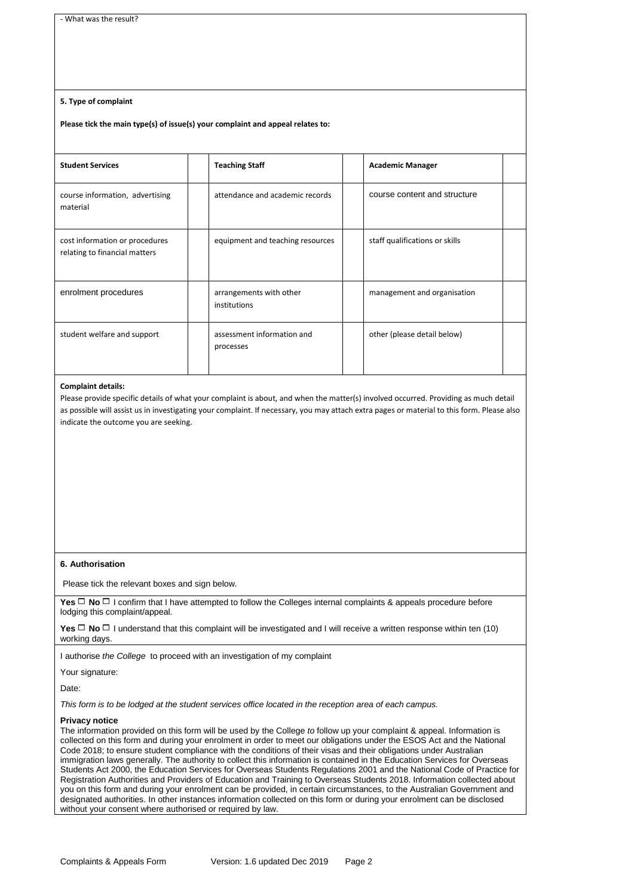- What was the result?

**5. Type of complaint**

**Please tick the main type(s) of issue(s) your complaint and appeal relates to:**

| **Student Services** | | **Teaching Staff** | | **Academic Manager** | |
|---|---|---|---|---|---|
| course information, advertising material | | attendance and academic records | | course content and structure | |
| cost information or procedures relating to financial matters | | equipment and teaching resources | | staff qualifications or skills | |
| enrolment procedures | | arrangements with other institutions | | management and organisation | |
| student welfare and support | | assessment information and processes | | other (please detail below) | |

**Complaint details:**

Please provide specific details of what your complaint is about, and when the matter(s) involved occurred. Providing as much detail as possible will assist us in investigating your complaint. If necessary, you may attach extra pages or material to this form. Please also indicate the outcome you are seeking.

**6. Authorisation**

Please tick the relevant boxes and sign below.

**Yes** ☐ **No** ☐ I confirm that I have attempted to follow the Colleges internal complaints & appeals procedure before lodging this complaint/appeal.

**Yes** ☐ **No** ☐ I understand that this complaint will be investigated and I will receive a written response within ten (10) working days.

I authorise *the College* to proceed with an investigation of my complaint

Your signature:

Date:

*This form is to be lodged at the student services office located in the reception area of each campus.*

**Privacy notice**

The information provided on this form will be used by the College *to* follow up your complaint & appeal. Information is collected on this form and during your enrolment in order to meet our obligations under the ESOS Act and the National Code 2018; to ensure student compliance with the conditions of their visas and their obligations under Australian immigration laws generally. The authority to collect this information is contained in the Education Services for Overseas Students Act 2000, the Education Services for Overseas Students Regulations 2001 and the National Code of Practice for Registration Authorities and Providers of Education and Training to Overseas Students 2018. Information collected about you on this form and during your enrolment can be provided, in certain circumstances, to the Australian Government and designated authorities. In other instances information collected on this form or during your enrolment can be disclosed without your consent where authorised or required by law.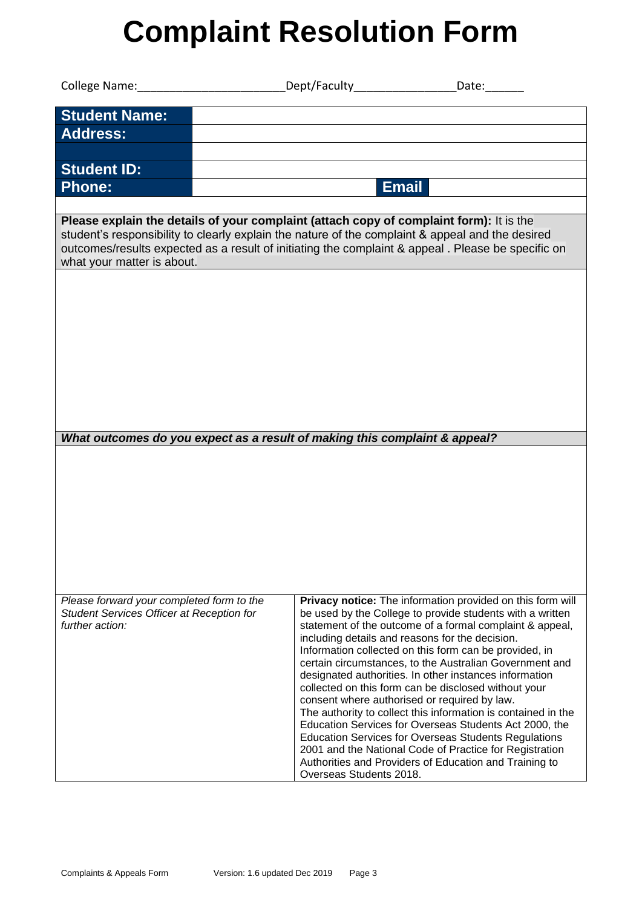# Complaint Resolution Form

College Name:_______________________Dept/Faculty_______________Date:______

| | | | |
|---|---|---|---|
| **Student Name:** | | | |
| **Address:** | | | |
| | | | |
| **Student ID:** | | | |
| **Phone:** | | **Email** | |

**Please explain the details of your complaint (attach copy of complaint form):** It is the student's responsibility to clearly explain the nature of the complaint & appeal and the desired outcomes/results expected as a result of initiating the complaint & appeal . Please be specific on what your matter is about.

***What outcomes do you expect as a result of making this complaint & appeal?***

| | |
|---|---|
| *Please forward your completed form to the Student Services Officer at Reception for further action:* | **Privacy notice:** The information provided on this form will be used by the College to provide students with a written statement of the outcome of a formal complaint & appeal, including details and reasons for the decision. Information collected on this form can be provided, in certain circumstances, to the Australian Government and designated authorities. In other instances information collected on this form can be disclosed without your consent where authorised or required by law. The authority to collect this information is contained in the Education Services for Overseas Students Act 2000, the Education Services for Overseas Students Regulations 2001 and the National Code of Practice for Registration Authorities and Providers of Education and Training to Overseas Students 2018. |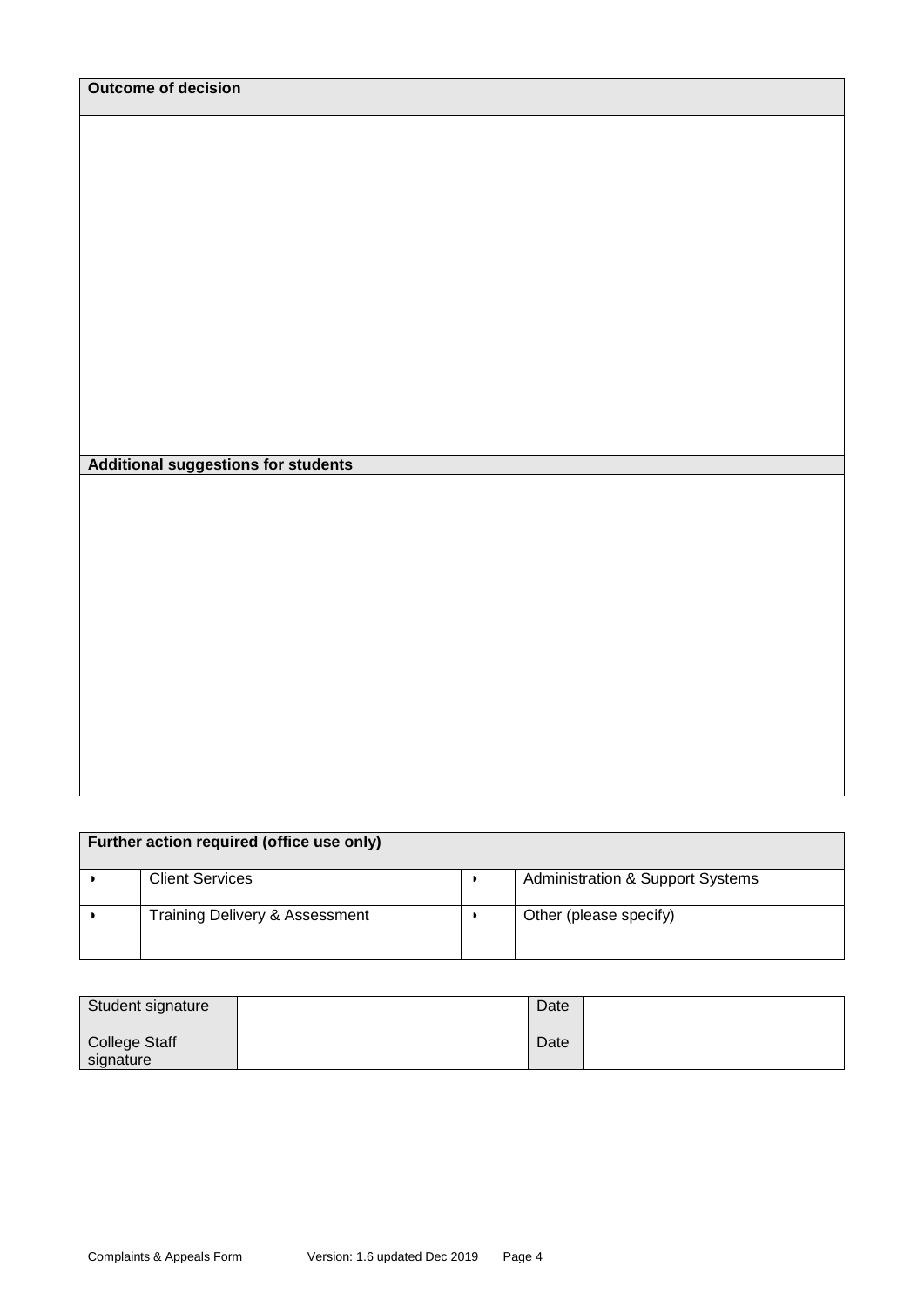| Outcome of decision |
| --- |
| |

| Additional suggestions for students |
| --- |
| |

| Further action required (office use only) | | | |
| --- | --- | --- | --- |
| ▸ | Client Services | ▸ | Administration & Support Systems |
| ▸ | Training Delivery & Assessment | ▸ | Other (please specify) |

| | | | |
| --- | --- | --- | --- |
| Student signature | | Date | |
| College Staff signature | | Date | |

Complaints & Appeals Form Version: 1.6 updated Dec 2019